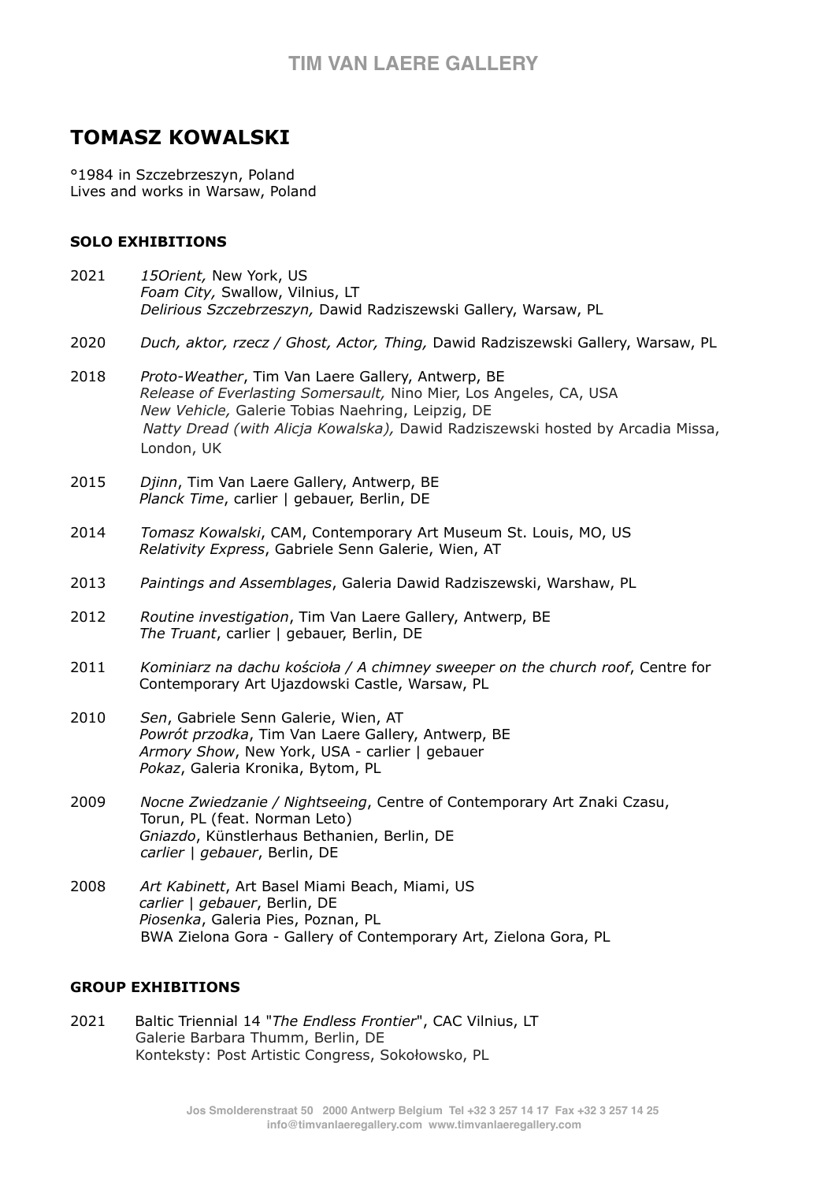# TIM VAN LAERE GALLERY

## TOMASZ KOWALSKI

°1984 in Szczebrzeszyn, Poland
Lives and works in Warsaw, Poland

### SOLO EXHIBITIONS

2021 *15Orient,* New York, US
*Foam City,* Swallow, Vilnius, LT
*Delirious Szczebrzeszyn,* Dawid Radziszewski Gallery, Warsaw, PL

2020 *Duch, aktor, rzecz / Ghost, Actor, Thing,* Dawid Radziszewski Gallery, Warsaw, PL

2018 *Proto-Weather*, Tim Van Laere Gallery, Antwerp, BE
*Release of Everlasting Somersault,* Nino Mier, Los Angeles, CA, USA
*New Vehicle,* Galerie Tobias Naehring, Leipzig, DE
*Natty Dread (with Alicja Kowalska),* Dawid Radziszewski hosted by Arcadia Missa, London, UK

2015 *Djinn*, Tim Van Laere Gallery, Antwerp, BE
*Planck Time*, carlier | gebauer, Berlin, DE

2014 *Tomasz Kowalski*, CAM, Contemporary Art Museum St. Louis, MO, US
*Relativity Express*, Gabriele Senn Galerie, Wien, AT

2013 *Paintings and Assemblages*, Galeria Dawid Radziszewski, Warshaw, PL

2012 *Routine investigation*, Tim Van Laere Gallery, Antwerp, BE
*The Truant*, carlier | gebauer, Berlin, DE

2011 *Kominiarz na dachu kościoła / A chimney sweeper on the church roof*, Centre for Contemporary Art Ujazdowski Castle, Warsaw, PL

2010 *Sen*, Gabriele Senn Galerie, Wien, AT
*Powrót przodka*, Tim Van Laere Gallery, Antwerp, BE
*Armory Show*, New York, USA - carlier | gebauer
*Pokaz*, Galeria Kronika, Bytom, PL

2009 *Nocne Zwiedzanie / Nightseeing*, Centre of Contemporary Art Znaki Czasu, Torun, PL (feat. Norman Leto)
*Gniazdo*, Künstlerhaus Bethanien, Berlin, DE
*carlier | gebauer*, Berlin, DE

2008 *Art Kabinett*, Art Basel Miami Beach, Miami, US
*carlier | gebauer*, Berlin, DE
*Piosenka*, Galeria Pies, Poznan, PL
BWA Zielona Gora - Gallery of Contemporary Art, Zielona Gora, PL

### GROUP EXHIBITIONS

2021 Baltic Triennial 14 "*The Endless Frontier*", CAC Vilnius, LT
Galerie Barbara Thumm, Berlin, DE
Konteksty: Post Artistic Congress, Sokołowsko, PL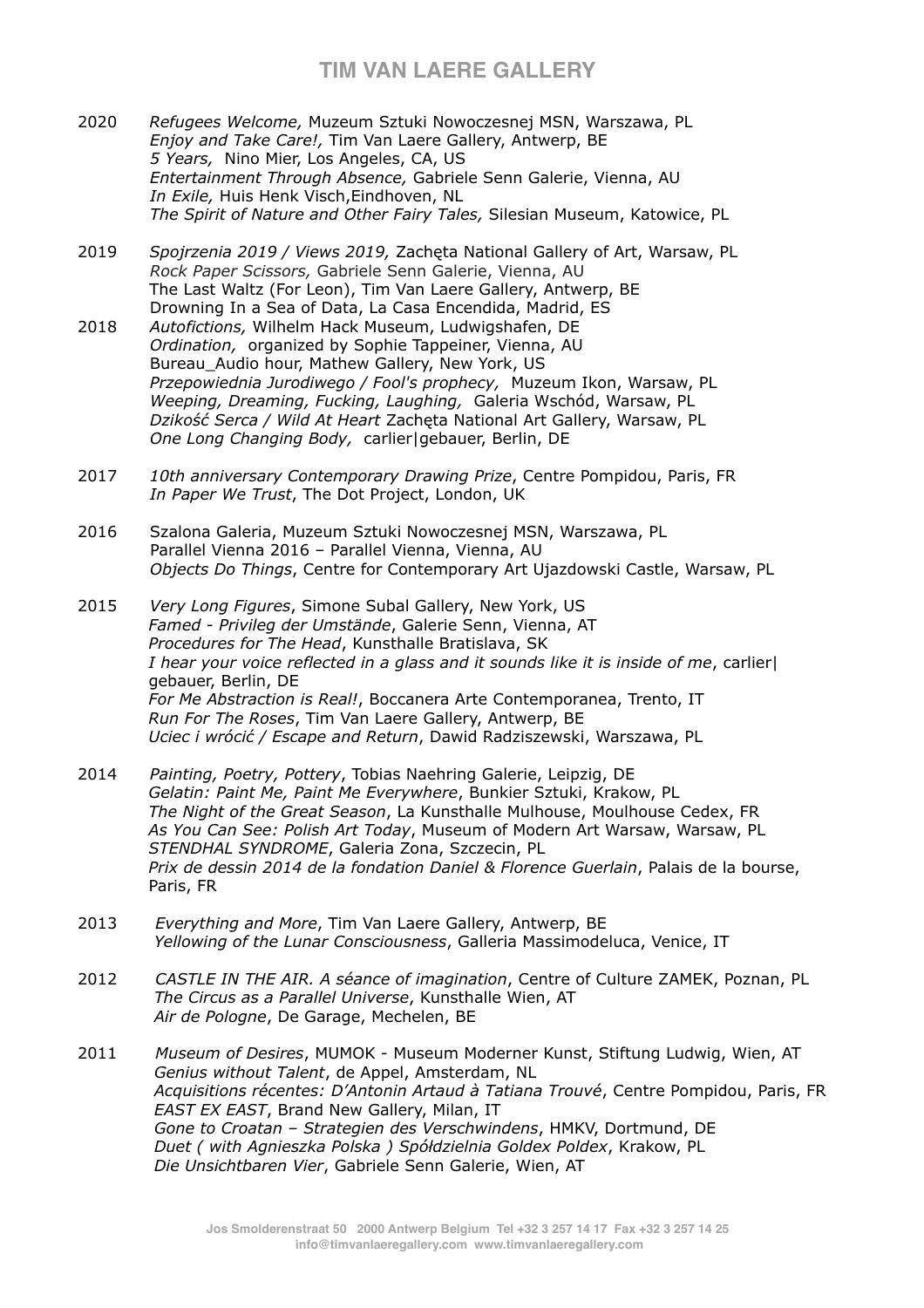2020 *Refugees Welcome,* Muzeum Sztuki Nowoczesnej MSN, Warszawa, PL
*Enjoy and Take Care!,* Tim Van Laere Gallery, Antwerp, BE
*5 Years,* Nino Mier, Los Angeles, CA, US
*Entertainment Through Absence,* Gabriele Senn Galerie, Vienna, AU
*In Exile,* Huis Henk Visch,Eindhoven, NL
*The Spirit of Nature and Other Fairy Tales,* Silesian Museum, Katowice, PL

2019 *Spojrzenia 2019 / Views 2019,* Zachęta National Gallery of Art, Warsaw, PL
*Rock Paper Scissors,* Gabriele Senn Galerie, Vienna, AU
The Last Waltz (For Leon), Tim Van Laere Gallery, Antwerp, BE
Drowning In a Sea of Data, La Casa Encendida, Madrid, ES

2018 *Autofictions,* Wilhelm Hack Museum, Ludwigshafen, DE
*Ordination,* organized by Sophie Tappeiner, Vienna, AU
Bureau_Audio hour, Mathew Gallery, New York, US
*Przepowiednia Jurodiwego / Fool's prophecy,* Muzeum Ikon, Warsaw, PL
*Weeping, Dreaming, Fucking, Laughing,* Galeria Wschód, Warsaw, PL
*Dzikość Serca / Wild At Heart* Zachęta National Art Gallery, Warsaw, PL
*One Long Changing Body,* carlier|gebauer, Berlin, DE

2017 *10th anniversary Contemporary Drawing Prize*, Centre Pompidou, Paris, FR
*In Paper We Trust*, The Dot Project, London, UK

2016 Szalona Galeria, Muzeum Sztuki Nowoczesnej MSN, Warszawa, PL
Parallel Vienna 2016 – Parallel Vienna, Vienna, AU
*Objects Do Things*, Centre for Contemporary Art Ujazdowski Castle, Warsaw, PL

2015 *Very Long Figures*, Simone Subal Gallery, New York, US
*Famed - Privileg der Umstände*, Galerie Senn, Vienna, AT
*Procedures for The Head*, Kunsthalle Bratislava, SK
*I hear your voice reflected in a glass and it sounds like it is inside of me*, carlier|gebauer, Berlin, DE
*For Me Abstraction is Real!*, Boccanera Arte Contemporanea, Trento, IT
*Run For The Roses*, Tim Van Laere Gallery, Antwerp, BE
*Uciec i wrócić / Escape and Return*, Dawid Radziszewski, Warszawa, PL

2014 *Painting, Poetry, Pottery*, Tobias Naehring Galerie, Leipzig, DE
*Gelatin: Paint Me, Paint Me Everywhere*, Bunkier Sztuki, Krakow, PL
*The Night of the Great Season*, La Kunsthalle Mulhouse, Moulhouse Cedex, FR
*As You Can See: Polish Art Today*, Museum of Modern Art Warsaw, Warsaw, PL
*STENDHAL SYNDROME*, Galeria Zona, Szczecin, PL
*Prix de dessin 2014 de la fondation Daniel & Florence Guerlain*, Palais de la bourse, Paris, FR

2013 *Everything and More*, Tim Van Laere Gallery, Antwerp, BE
*Yellowing of the Lunar Consciousness*, Galleria Massimodeluca, Venice, IT

2012 *CASTLE IN THE AIR. A séance of imagination*, Centre of Culture ZAMEK, Poznan, PL
*The Circus as a Parallel Universe*, Kunsthalle Wien, AT
*Air de Pologne*, De Garage, Mechelen, BE

2011 *Museum of Desires*, MUMOK - Museum Moderner Kunst, Stiftung Ludwig, Wien, AT
*Genius without Talent*, de Appel, Amsterdam, NL
*Acquisitions récentes: D'Antonin Artaud à Tatiana Trouvé*, Centre Pompidou, Paris, FR
*EAST EX EAST*, Brand New Gallery, Milan, IT
*Gone to Croatan – Strategien des Verschwindens*, HMKV, Dortmund, DE
*Duet ( with Agnieszka Polska ) Spółdzielnia Goldex Poldex*, Krakow, PL
*Die Unsichtbaren Vier*, Gabriele Senn Galerie, Wien, AT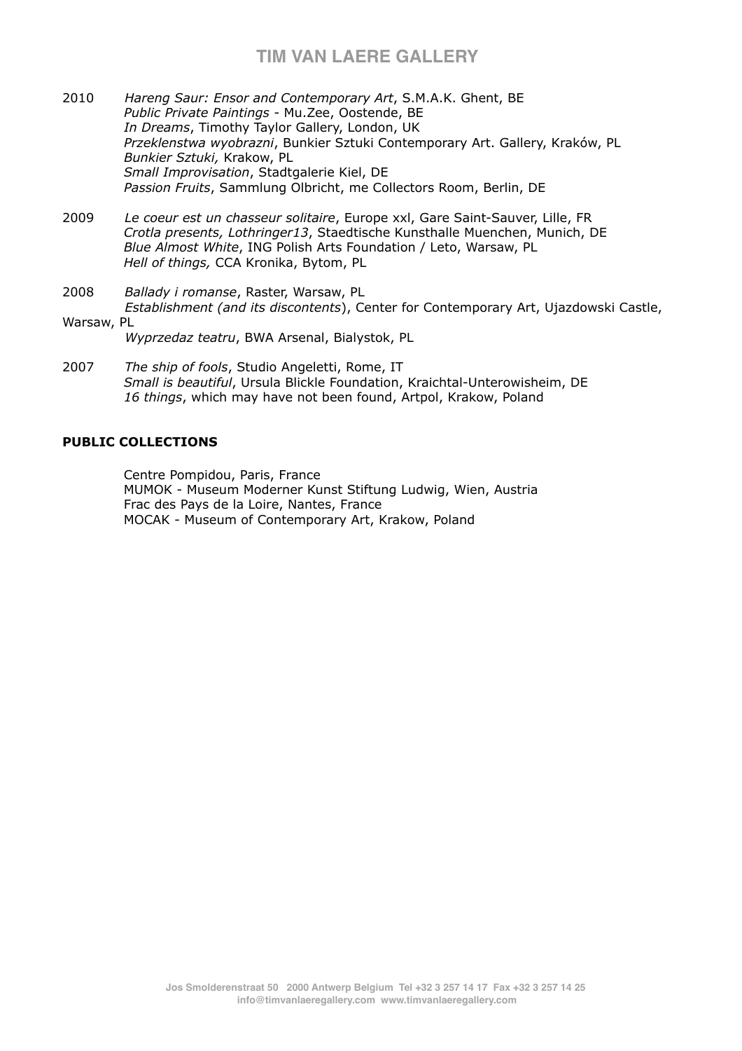2010 *Hareng Saur: Ensor and Contemporary Art*, S.M.A.K. Ghent, BE
*Public Private Paintings* - Mu.Zee, Oostende, BE
*In Dreams*, Timothy Taylor Gallery, London, UK
*Przeklenstwa wyobrazni*, Bunkier Sztuki Contemporary Art. Gallery, Kraków, PL
*Bunkier Sztuki,* Krakow, PL
*Small Improvisation*, Stadtgalerie Kiel, DE
*Passion Fruits*, Sammlung Olbricht, me Collectors Room, Berlin, DE

2009 *Le coeur est un chasseur solitaire*, Europe xxl, Gare Saint-Sauver, Lille, FR
*Crotla presents, Lothringer13*, Staedtische Kunsthalle Muenchen, Munich, DE
*Blue Almost White*, ING Polish Arts Foundation / Leto, Warsaw, PL
*Hell of things,* CCA Kronika, Bytom, PL

2008 *Ballady i romanse*, Raster, Warsaw, PL
*Establishment (and its discontents*), Center for Contemporary Art, Ujazdowski Castle, Warsaw, PL
*Wyprzedaz teatru*, BWA Arsenal, Bialystok, PL

2007 *The ship of fools*, Studio Angeletti, Rome, IT
*Small is beautiful*, Ursula Blickle Foundation, Kraichtal-Unterowisheim, DE
*16 things*, which may have not been found, Artpol, Krakow, Poland

**PUBLIC COLLECTIONS**

Centre Pompidou, Paris, France
MUMOK - Museum Moderner Kunst Stiftung Ludwig, Wien, Austria
Frac des Pays de la Loire, Nantes, France
MOCAK - Museum of Contemporary Art, Krakow, Poland